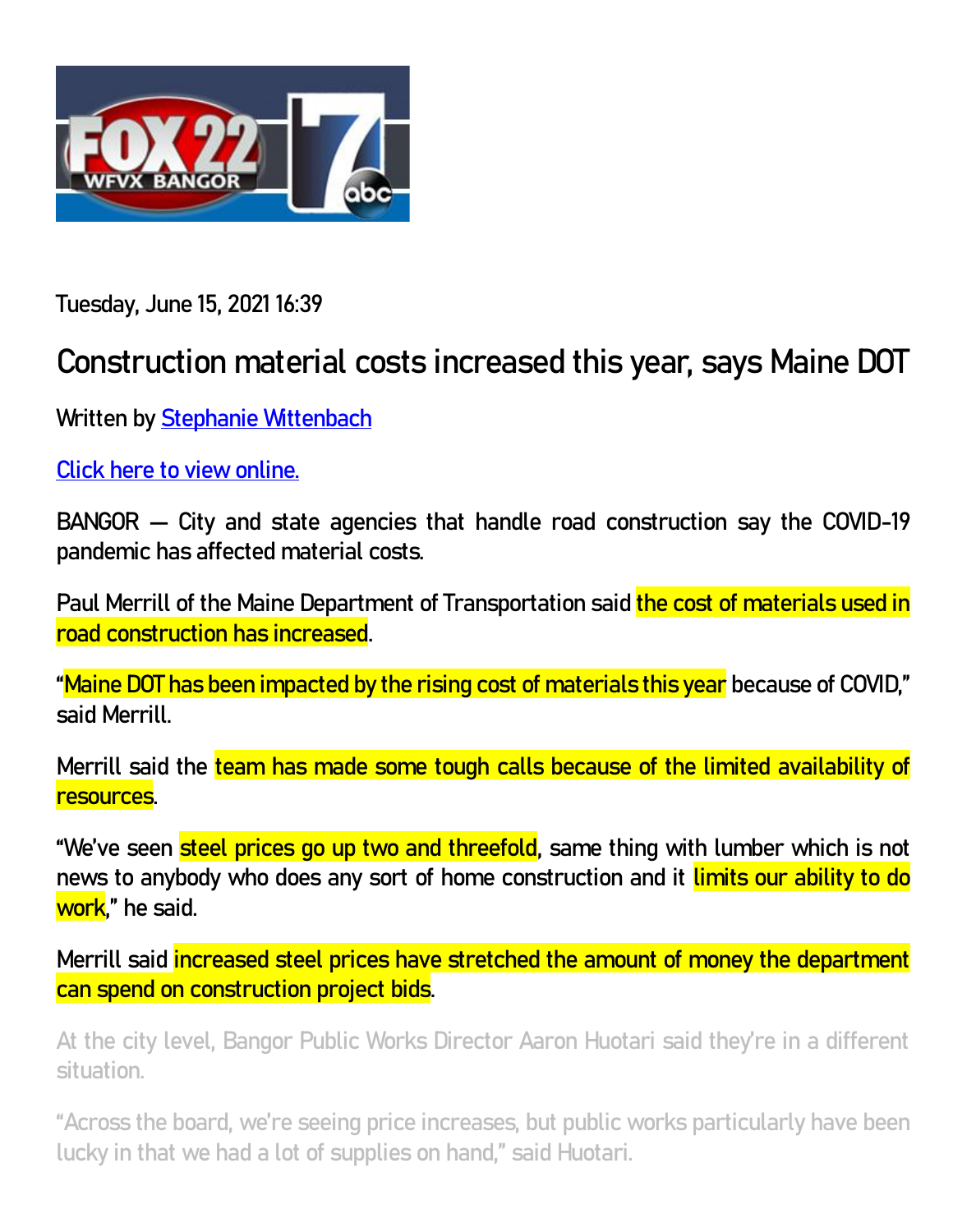Tuesday, June 15, 2021 16:39

# Construction material costs increased this year, says Maine DOT

Written by [Stephanie Wittenbach]

[Click here to view online.]

BANGOR — City and state agencies that handle road construction say the COVID-19 pandemic has affected material costs.

Paul Merrill of the Maine Department of Transportation said the cost of materials used in road construction has increased.

"Maine DOT has been impacted by the rising cost of materials this year because of COVID," said Merrill.

Merrill said the team has made some tough calls because of the limited availability of resources.

"We've seen steel prices go up two and threefold, same thing with lumber which is not news to anybody who does any sort of home construction and it limits our ability to do work," he said.

Merrill said increased steel prices have stretched the amount of money the department can spend on construction project bids.

At the city level, Bangor Public Works Director Aaron Huotari said they're in a different situation.

"Across the board, we're seeing price increases, but public works particularly have been lucky in that we had a lot of supplies on hand," said Huotari.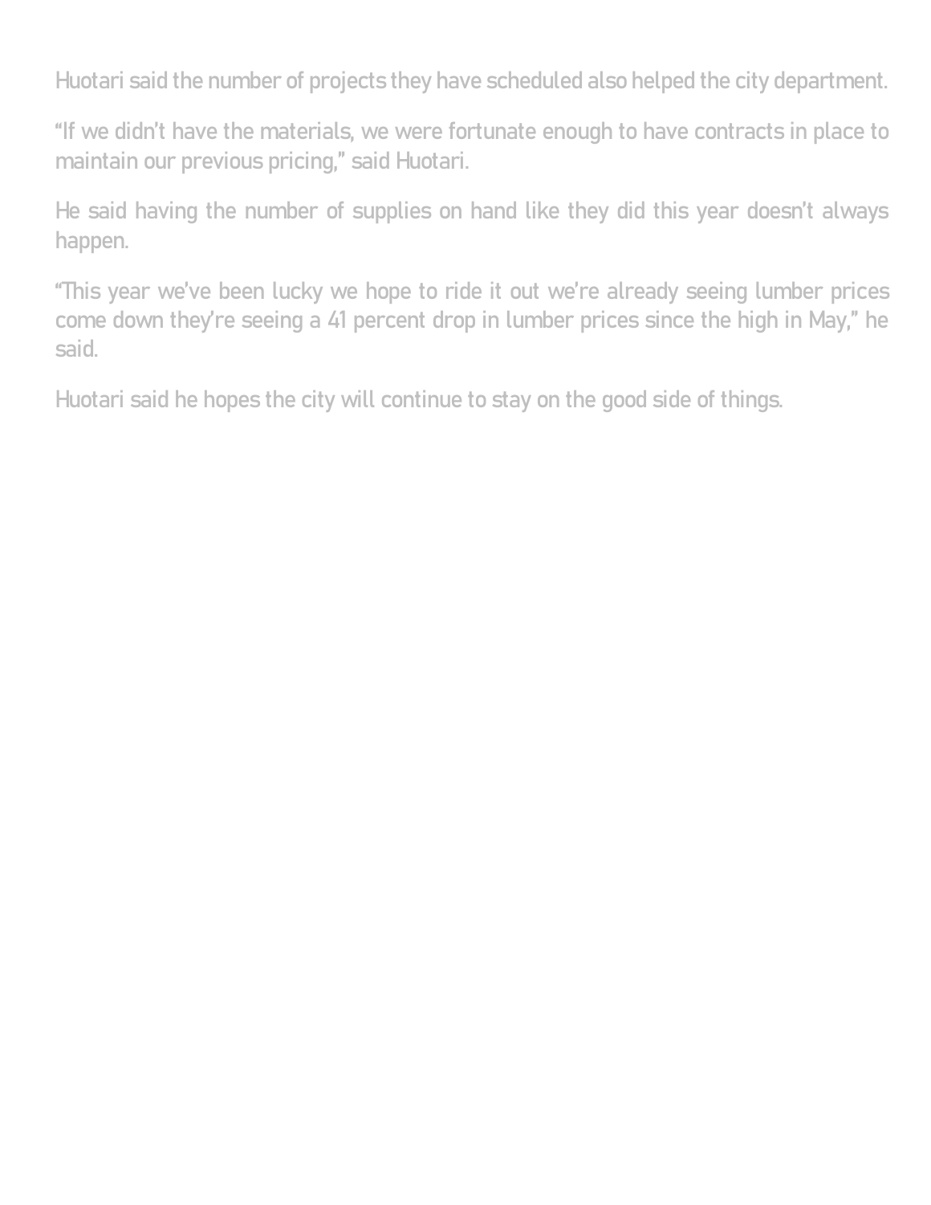Huotari said the number of projects they have scheduled also helped the city department.

"If we didn't have the materials, we were fortunate enough to have contracts in place to maintain our previous pricing," said Huotari.

He said having the number of supplies on hand like they did this year doesn't always happen.

"This year we've been lucky we hope to ride it out we're already seeing lumber prices come down they're seeing a 41 percent drop in lumber prices since the high in May," he said.

Huotari said he hopes the city will continue to stay on the good side of things.